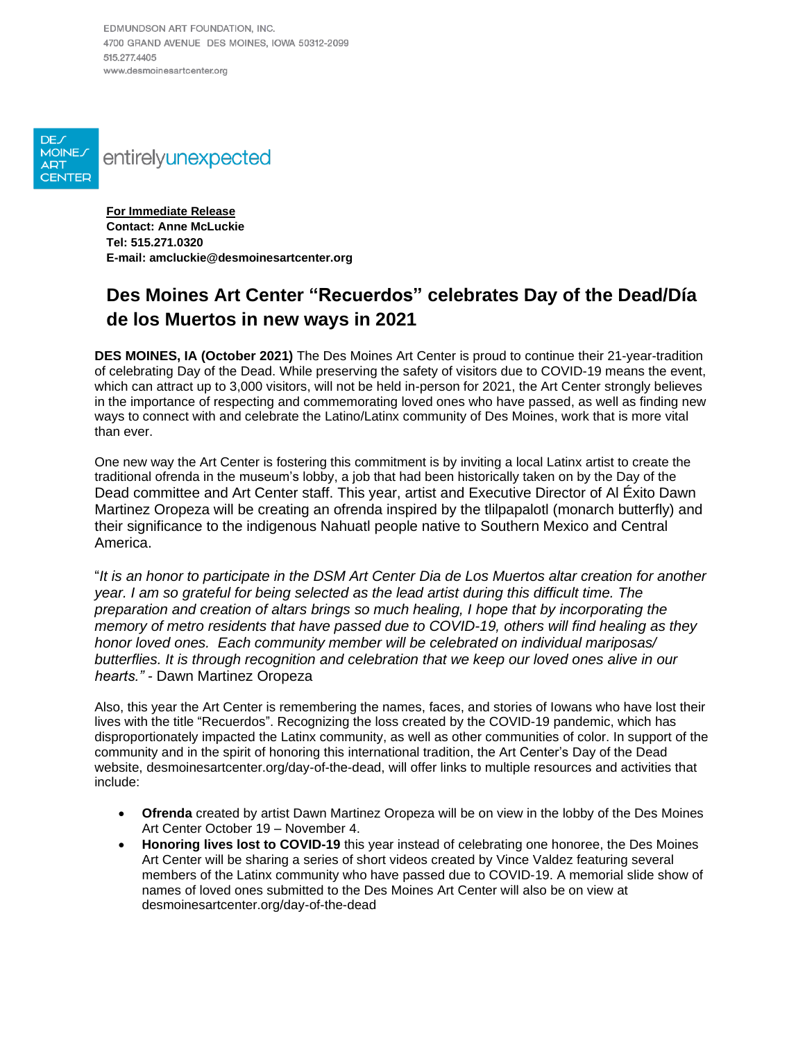EDMUNDSON ART FOUNDATION, INC.
4700 GRAND AVENUE DES MOINES, IOWA 50312-2099
515.277.4405
www.desmoinesartcenter.org

DES MOINES ART CENTER entirelyunexpected

**For Immediate Release**
**Contact: Anne McLuckie**
**Tel: 515.271.0320**
**E-mail: amcluckie@desmoinesartcenter.org**

# Des Moines Art Center "Recuerdos" celebrates Day of the Dead/Día de los Muertos in new ways in 2021

**DES MOINES, IA (October 2021)** The Des Moines Art Center is proud to continue their 21-year-tradition of celebrating Day of the Dead. While preserving the safety of visitors due to COVID-19 means the event, which can attract up to 3,000 visitors, will not be held in-person for 2021, the Art Center strongly believes in the importance of respecting and commemorating loved ones who have passed, as well as finding new ways to connect with and celebrate the Latino/Latinx community of Des Moines, work that is more vital than ever.

One new way the Art Center is fostering this commitment is by inviting a local Latinx artist to create the traditional ofrenda in the museum's lobby, a job that had been historically taken on by the Day of the Dead committee and Art Center staff. This year, artist and Executive Director of Al Éxito Dawn Martinez Oropeza will be creating an ofrenda inspired by the tlilpapalotl (monarch butterfly) and their significance to the indigenous Nahuatl people native to Southern Mexico and Central America.

"*It is an honor to participate in the DSM Art Center Dia de Los Muertos altar creation for another year. I am so grateful for being selected as the lead artist during this difficult time. The preparation and creation of altars brings so much healing, I hope that by incorporating the memory of metro residents that have passed due to COVID-19, others will find healing as they honor loved ones. Each community member will be celebrated on individual mariposas/ butterflies. It is through recognition and celebration that we keep our loved ones alive in our hearts."* - Dawn Martinez Oropeza

Also, this year the Art Center is remembering the names, faces, and stories of Iowans who have lost their lives with the title "Recuerdos". Recognizing the loss created by the COVID-19 pandemic, which has disproportionately impacted the Latinx community, as well as other communities of color. In support of the community and in the spirit of honoring this international tradition, the Art Center's Day of the Dead website, desmoinesartcenter.org/day-of-the-dead, will offer links to multiple resources and activities that include:

- **Ofrenda** created by artist Dawn Martinez Oropeza will be on view in the lobby of the Des Moines Art Center October 19 – November 4.
- **Honoring lives lost to COVID-19** this year instead of celebrating one honoree, the Des Moines Art Center will be sharing a series of short videos created by Vince Valdez featuring several members of the Latinx community who have passed due to COVID-19. A memorial slide show of names of loved ones submitted to the Des Moines Art Center will also be on view at desmoinesartcenter.org/day-of-the-dead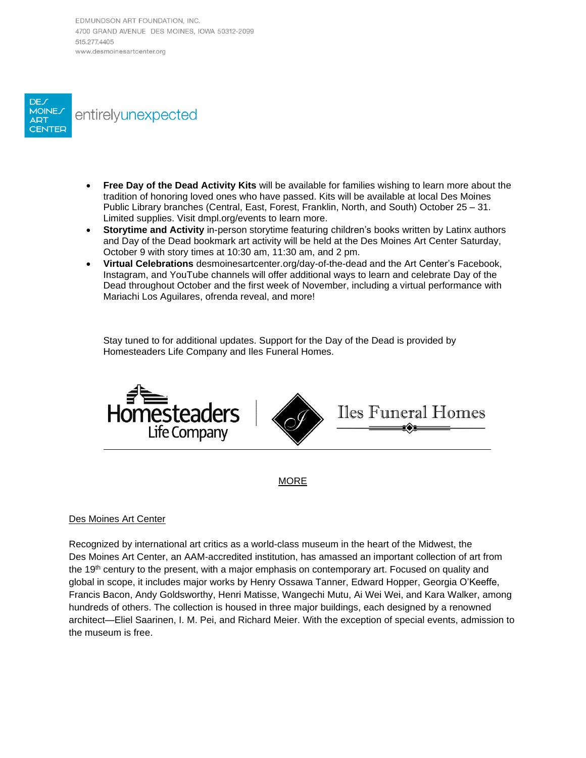EDMUNDSON ART FOUNDATION, INC.
4700 GRAND AVENUE DES MOINES, IOWA 50312-2099
515.277.4405
www.desmoinesartcenter.org

DES MOINES ART CENTER entirelyunexpected

- **Free Day of the Dead Activity Kits** will be available for families wishing to learn more about the tradition of honoring loved ones who have passed. Kits will be available at local Des Moines Public Library branches (Central, East, Forest, Franklin, North, and South) October 25 – 31. Limited supplies. Visit dmpl.org/events to learn more.
- **Storytime and Activity** in-person storytime featuring children's books written by Latinx authors and Day of the Dead bookmark art activity will be held at the Des Moines Art Center Saturday, October 9 with story times at 10:30 am, 11:30 am, and 2 pm.
- **Virtual Celebrations** desmoinesartcenter.org/day-of-the-dead and the Art Center's Facebook, Instagram, and YouTube channels will offer additional ways to learn and celebrate Day of the Dead throughout October and the first week of November, including a virtual performance with Mariachi Los Aguilares, ofrenda reveal, and more!

Stay tuned to for additional updates. Support for the Day of the Dead is provided by Homesteaders Life Company and Iles Funeral Homes.

Homesteaders Life Company | Iles Funeral Homes

MORE

Des Moines Art Center

Recognized by international art critics as a world-class museum in the heart of the Midwest, the Des Moines Art Center, an AAM-accredited institution, has amassed an important collection of art from the 19th century to the present, with a major emphasis on contemporary art. Focused on quality and global in scope, it includes major works by Henry Ossawa Tanner, Edward Hopper, Georgia O'Keeffe, Francis Bacon, Andy Goldsworthy, Henri Matisse, Wangechi Mutu, Ai Wei Wei, and Kara Walker, among hundreds of others. The collection is housed in three major buildings, each designed by a renowned architect—Eliel Saarinen, I. M. Pei, and Richard Meier. With the exception of special events, admission to the museum is free.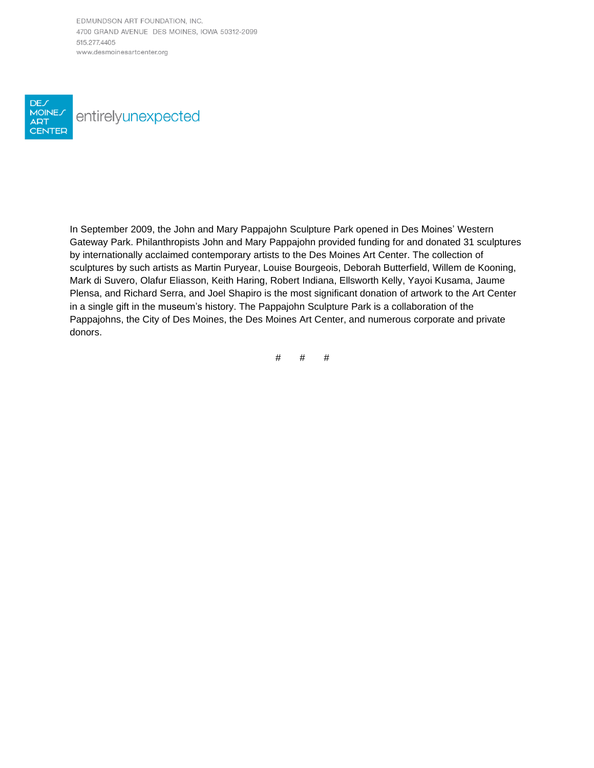EDMUNDSON ART FOUNDATION, INC.
4700 GRAND AVENUE DES MOINES, IOWA 50312-2099
515.277.4405
www.desmoinesartcenter.org

DES MOINES ART CENTER entirelyunexpected

In September 2009, the John and Mary Pappajohn Sculpture Park opened in Des Moines' Western Gateway Park. Philanthropists John and Mary Pappajohn provided funding for and donated 31 sculptures by internationally acclaimed contemporary artists to the Des Moines Art Center. The collection of sculptures by such artists as Martin Puryear, Louise Bourgeois, Deborah Butterfield, Willem de Kooning, Mark di Suvero, Olafur Eliasson, Keith Haring, Robert Indiana, Ellsworth Kelly, Yayoi Kusama, Jaume Plensa, and Richard Serra, and Joel Shapiro is the most significant donation of artwork to the Art Center in a single gift in the museum's history. The Pappajohn Sculpture Park is a collaboration of the Pappajohns, the City of Des Moines, the Des Moines Art Center, and numerous corporate and private donors.

# # #